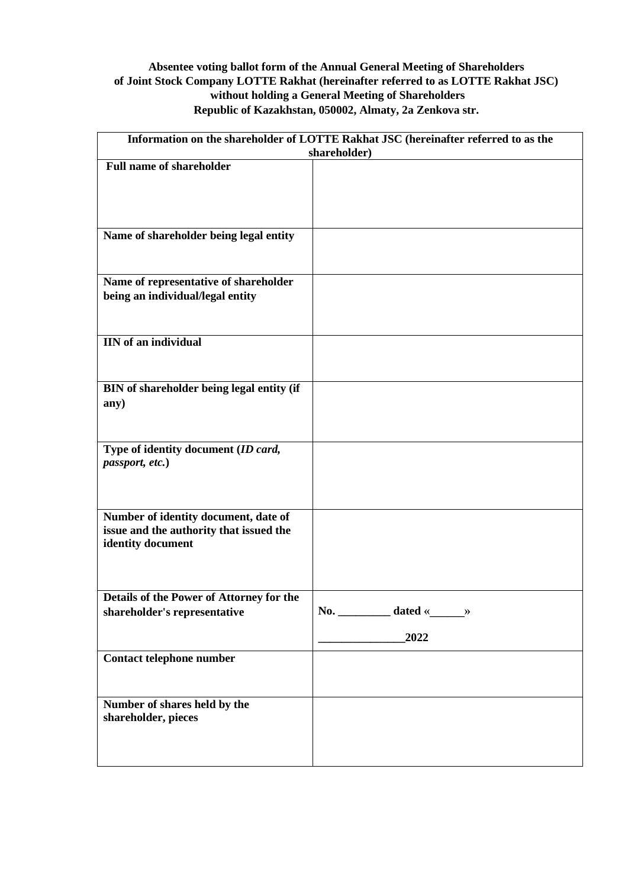**Absentee voting ballot form of the Annual General Meeting of Shareholders of Joint Stock Company LOTTE Rakhat (hereinafter referred to as LOTTE Rakhat JSC) without holding a General Meeting of Shareholders Republic of Kazakhstan, 050002, Almaty, 2a Zenkova str.**

| Information on the shareholder of LOTTE Rakhat JSC (hereinafter referred to as the shareholder) | |
|---|---|
| **Full name of shareholder** | |
| **Name of shareholder being legal entity** | |
| **Name of representative of shareholder being an individual/legal entity** | |
| **IIN of an individual** | |
| **BIN of shareholder being legal entity (if any)** | |
| **Type of identity document (*ID card, passport, etc.*)** | |
| **Number of identity document, date of issue and the authority that issued the identity document** | |
| **Details of the Power of Attorney for the shareholder's representative** | **No. _________ dated «______» _______________2022** |
| **Contact telephone number** | |
| **Number of shares held by the shareholder, pieces** | |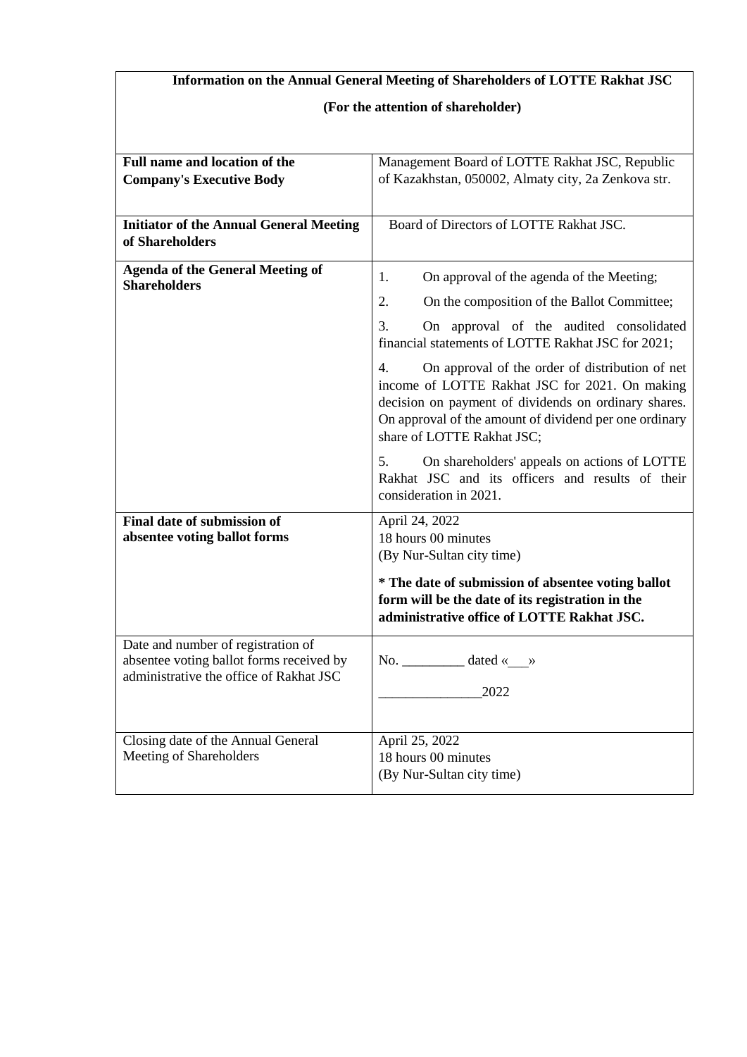**Information on the Annual General Meeting of Shareholders of LOTTE Rakhat JSC**

**(For the attention of shareholder)**

| | |
|---|---|
| **Full name and location of the Company's Executive Body** | Management Board of LOTTE Rakhat JSC, Republic of Kazakhstan, 050002, Almaty city, 2a Zenkova str. |
| **Initiator of the Annual General Meeting of Shareholders** | Board of Directors of LOTTE Rakhat JSC. |
| **Agenda of the General Meeting of Shareholders** | 1. On approval of the agenda of the Meeting;<br>2. On the composition of the Ballot Committee;<br>3. On approval of the audited consolidated financial statements of LOTTE Rakhat JSC for 2021;<br>4. On approval of the order of distribution of net income of LOTTE Rakhat JSC for 2021. On making decision on payment of dividends on ordinary shares. On approval of the amount of dividend per one ordinary share of LOTTE Rakhat JSC;<br>5. On shareholders' appeals on actions of LOTTE Rakhat JSC and its officers and results of their consideration in 2021. |
| **Final date of submission of absentee voting ballot forms** | April 24, 2022<br>18 hours 00 minutes<br>(By Nur-Sultan city time)<br>**\* The date of submission of absentee voting ballot form will be the date of its registration in the administrative office of LOTTE Rakhat JSC.** |
| Date and number of registration of absentee voting ballot forms received by administrative the office of Rakhat JSC | No. _________ dated «___»<br>_______________2022 |
| Closing date of the Annual General Meeting of Shareholders | April 25, 2022<br>18 hours 00 minutes<br>(By Nur-Sultan city time) |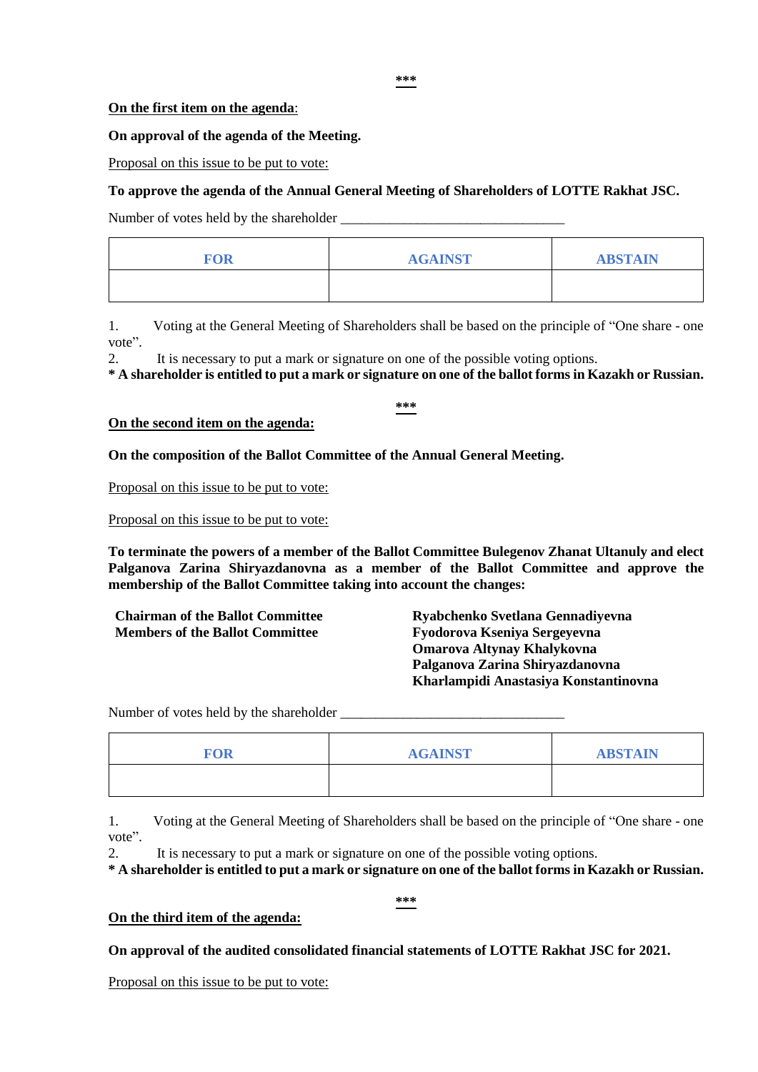***

<u>**On the first item on the agenda**</u>:

**On approval of the agenda of the Meeting.**

<u>Proposal on this issue to be put to vote:</u>

**To approve the agenda of the Annual General Meeting of Shareholders of LOTTE Rakhat JSC.**

Number of votes held by the shareholder ________________________________

| FOR | AGAINST | ABSTAIN |
|---|---|---|
| | | |

1. Voting at the General Meeting of Shareholders shall be based on the principle of "One share - one vote".
2. It is necessary to put a mark or signature on one of the possible voting options.

**\* A shareholder is entitled to put a mark or signature on one of the ballot forms in Kazakh or Russian.**

***

<u>**On the second item on the agenda:**</u>

**On the composition of the Ballot Committee of the Annual General Meeting.**

<u>Proposal on this issue to be put to vote:</u>

<u>Proposal on this issue to be put to vote:</u>

**To terminate the powers of a member of the Ballot Committee Bulegenov Zhanat Ultanuly and elect Palganova Zarina Shiryazdanovna as a member of the Ballot Committee and approve the membership of the Ballot Committee taking into account the changes:**

| | |
|---|---|
| **Chairman of the Ballot Committee** | **Ryabchenko Svetlana Gennadiyevna** |
| **Members of the Ballot Committee** | **Fyodorova Kseniya Sergeyevna** |
| | **Omarova Altynay Khalykovna** |
| | **Palganova Zarina Shiryazdanovna** |
| | **Kharlampidi Anastasiya Konstantinovna** |

Number of votes held by the shareholder ________________________________

| FOR | AGAINST | ABSTAIN |
|---|---|---|
| | | |

1. Voting at the General Meeting of Shareholders shall be based on the principle of "One share - one vote".
2. It is necessary to put a mark or signature on one of the possible voting options.

**\* A shareholder is entitled to put a mark or signature on one of the ballot forms in Kazakh or Russian.**

***

<u>**On the third item of the agenda:**</u>

**On approval of the audited consolidated financial statements of LOTTE Rakhat JSC for 2021.**

<u>Proposal on this issue to be put to vote:</u>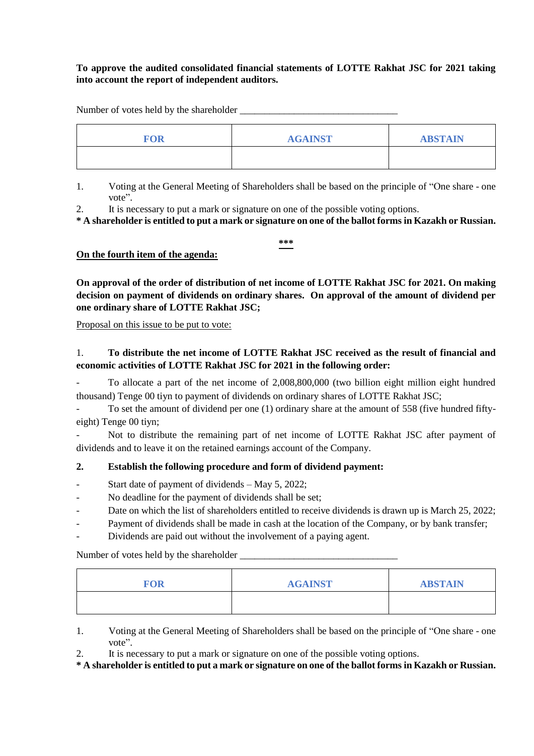**To approve the audited consolidated financial statements of LOTTE Rakhat JSC for 2021 taking into account the report of independent auditors.**

Number of votes held by the shareholder ________________________________

| FOR | AGAINST | ABSTAIN |
|---|---|---|
| | | |

1. Voting at the General Meeting of Shareholders shall be based on the principle of "One share - one vote".
2. It is necessary to put a mark or signature on one of the possible voting options.

**\* A shareholder is entitled to put a mark or signature on one of the ballot forms in Kazakh or Russian.**

**\*\*\***

**On the fourth item of the agenda:**

**On approval of the order of distribution of net income of LOTTE Rakhat JSC for 2021. On making decision on payment of dividends on ordinary shares. On approval of the amount of dividend per one ordinary share of LOTTE Rakhat JSC;**

Proposal on this issue to be put to vote:

1. **To distribute the net income of LOTTE Rakhat JSC received as the result of financial and economic activities of LOTTE Rakhat JSC for 2021 in the following order:**

- To allocate a part of the net income of 2,008,800,000 (two billion eight million eight hundred thousand) Tenge 00 tiyn to payment of dividends on ordinary shares of LOTTE Rakhat JSC;
- To set the amount of dividend per one (1) ordinary share at the amount of 558 (five hundred fifty-eight) Tenge 00 tiyn;
- Not to distribute the remaining part of net income of LOTTE Rakhat JSC after payment of dividends and to leave it on the retained earnings account of the Company.

**2. Establish the following procedure and form of dividend payment:**

- Start date of payment of dividends – May 5, 2022;
- No deadline for the payment of dividends shall be set;
- Date on which the list of shareholders entitled to receive dividends is drawn up is March 25, 2022;
- Payment of dividends shall be made in cash at the location of the Company, or by bank transfer;
- Dividends are paid out without the involvement of a paying agent.

Number of votes held by the shareholder ________________________________

| FOR | AGAINST | ABSTAIN |
|---|---|---|
| | | |

1. Voting at the General Meeting of Shareholders shall be based on the principle of "One share - one vote".
2. It is necessary to put a mark or signature on one of the possible voting options.

**\* A shareholder is entitled to put a mark or signature on one of the ballot forms in Kazakh or Russian.**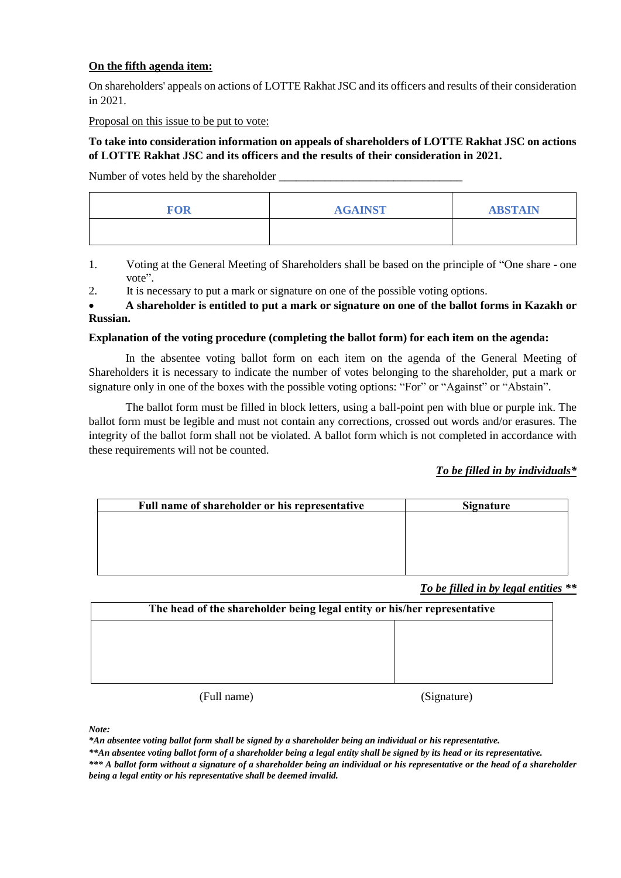**On the fifth agenda item:**

On shareholders' appeals on actions of LOTTE Rakhat JSC and its officers and results of their consideration in 2021.

Proposal on this issue to be put to vote:

**To take into consideration information on appeals of shareholders of LOTTE Rakhat JSC on actions of LOTTE Rakhat JSC and its officers and the results of their consideration in 2021.**

Number of votes held by the shareholder ________________________________

| FOR | AGAINST | ABSTAIN |
|---|---|---|
| | | |

1. Voting at the General Meeting of Shareholders shall be based on the principle of "One share - one vote".
2. It is necessary to put a mark or signature on one of the possible voting options.

- **A shareholder is entitled to put a mark or signature on one of the ballot forms in Kazakh or Russian.**

**Explanation of the voting procedure (completing the ballot form) for each item on the agenda:**

In the absentee voting ballot form on each item on the agenda of the General Meeting of Shareholders it is necessary to indicate the number of votes belonging to the shareholder, put a mark or signature only in one of the boxes with the possible voting options: "For" or "Against" or "Abstain".

The ballot form must be filled in block letters, using a ball-point pen with blue or purple ink. The ballot form must be legible and must not contain any corrections, crossed out words and/or erasures. The integrity of the ballot form shall not be violated. A ballot form which is not completed in accordance with these requirements will not be counted.

***To be filled in by individuals****

| Full name of shareholder or his representative | Signature |
|---|---|
| | |

***To be filled in by legal entities *****

| The head of the shareholder being legal entity or his/her representative | |
|---|---|
| | |
| (Full name) | (Signature) |

***Note:***

****An absentee voting ballot form shall be signed by a shareholder being an individual or his representative.***

*****An absentee voting ballot form of a shareholder being a legal entity shall be signed by its head or its representative.***

****** A ballot form without a signature of a shareholder being an individual or his representative or the head of a shareholder being a legal entity or his representative shall be deemed invalid.***